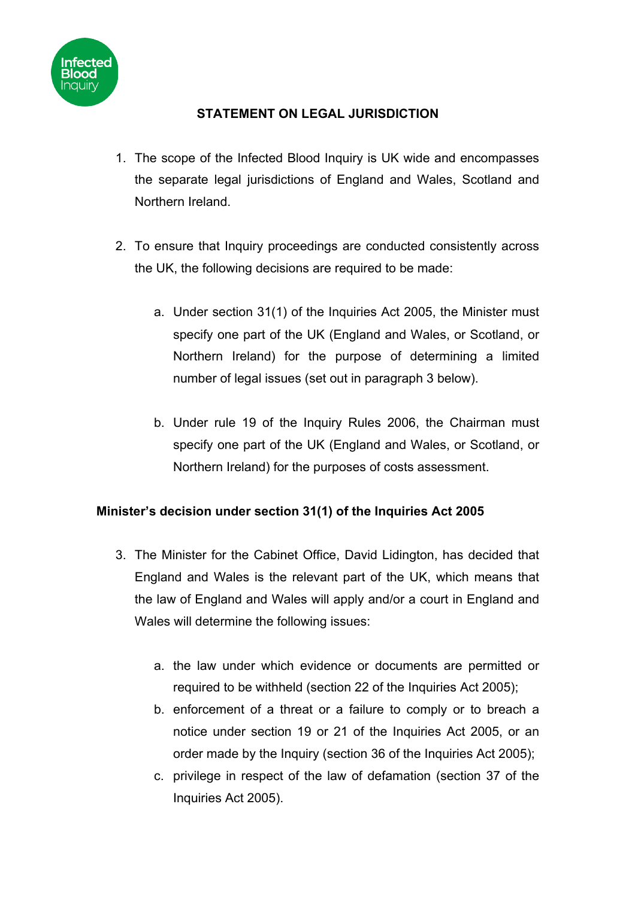# STATEMENT ON LEGAL JURISDICTION

1. The scope of the Infected Blood Inquiry is UK wide and encompasses the separate legal jurisdictions of England and Wales, Scotland and Northern Ireland.

2. To ensure that Inquiry proceedings are conducted consistently across the UK, the following decisions are required to be made:

   a. Under section 31(1) of the Inquiries Act 2005, the Minister must specify one part of the UK (England and Wales, or Scotland, or Northern Ireland) for the purpose of determining a limited number of legal issues (set out in paragraph 3 below).

   b. Under rule 19 of the Inquiry Rules 2006, the Chairman must specify one part of the UK (England and Wales, or Scotland, or Northern Ireland) for the purposes of costs assessment.

## Minister's decision under section 31(1) of the Inquiries Act 2005

3. The Minister for the Cabinet Office, David Lidington, has decided that England and Wales is the relevant part of the UK, which means that the law of England and Wales will apply and/or a court in England and Wales will determine the following issues:

   a. the law under which evidence or documents are permitted or required to be withheld (section 22 of the Inquiries Act 2005);
   b. enforcement of a threat or a failure to comply or to breach a notice under section 19 or 21 of the Inquiries Act 2005, or an order made by the Inquiry (section 36 of the Inquiries Act 2005);
   c. privilege in respect of the law of defamation (section 37 of the Inquiries Act 2005).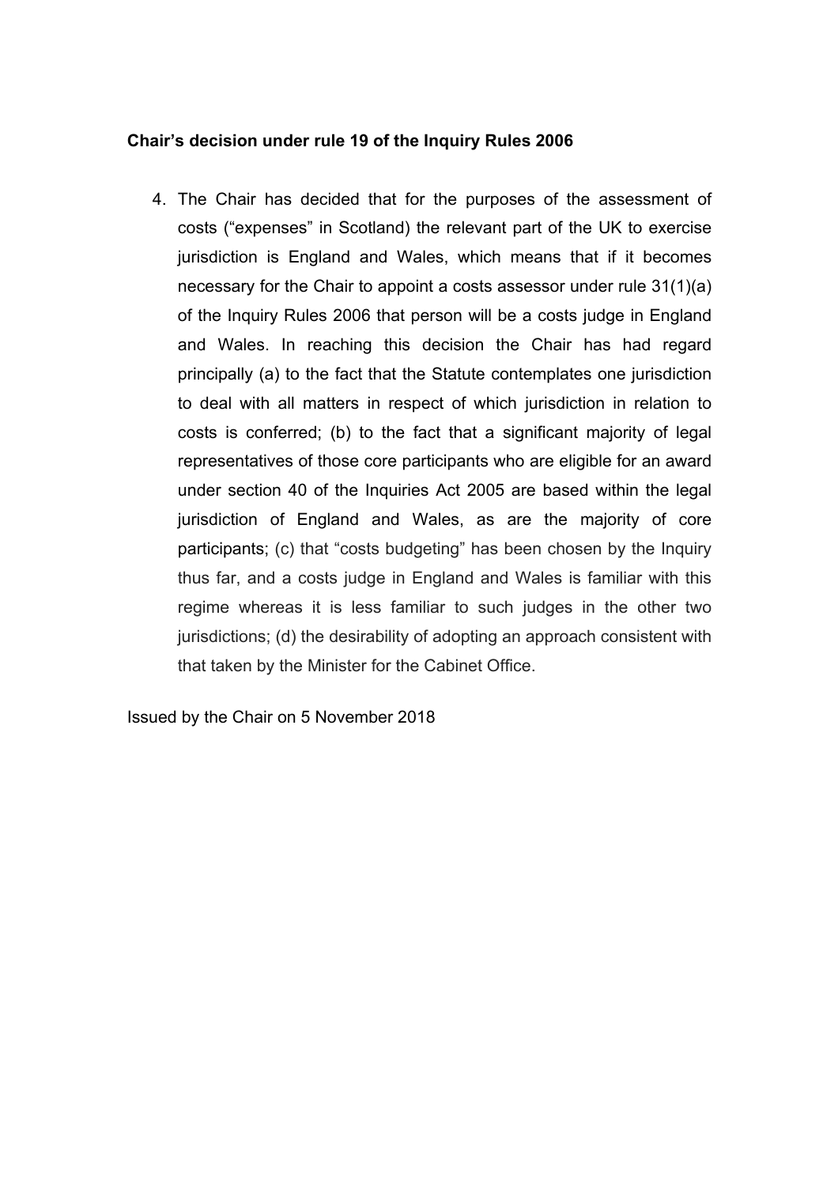**Chair's decision under rule 19 of the Inquiry Rules 2006**

4. The Chair has decided that for the purposes of the assessment of costs ("expenses" in Scotland) the relevant part of the UK to exercise jurisdiction is England and Wales, which means that if it becomes necessary for the Chair to appoint a costs assessor under rule 31(1)(a) of the Inquiry Rules 2006 that person will be a costs judge in England and Wales. In reaching this decision the Chair has had regard principally (a) to the fact that the Statute contemplates one jurisdiction to deal with all matters in respect of which jurisdiction in relation to costs is conferred; (b) to the fact that a significant majority of legal representatives of those core participants who are eligible for an award under section 40 of the Inquiries Act 2005 are based within the legal jurisdiction of England and Wales, as are the majority of core participants; (c) that "costs budgeting" has been chosen by the Inquiry thus far, and a costs judge in England and Wales is familiar with this regime whereas it is less familiar to such judges in the other two jurisdictions; (d) the desirability of adopting an approach consistent with that taken by the Minister for the Cabinet Office.

Issued by the Chair on 5 November 2018